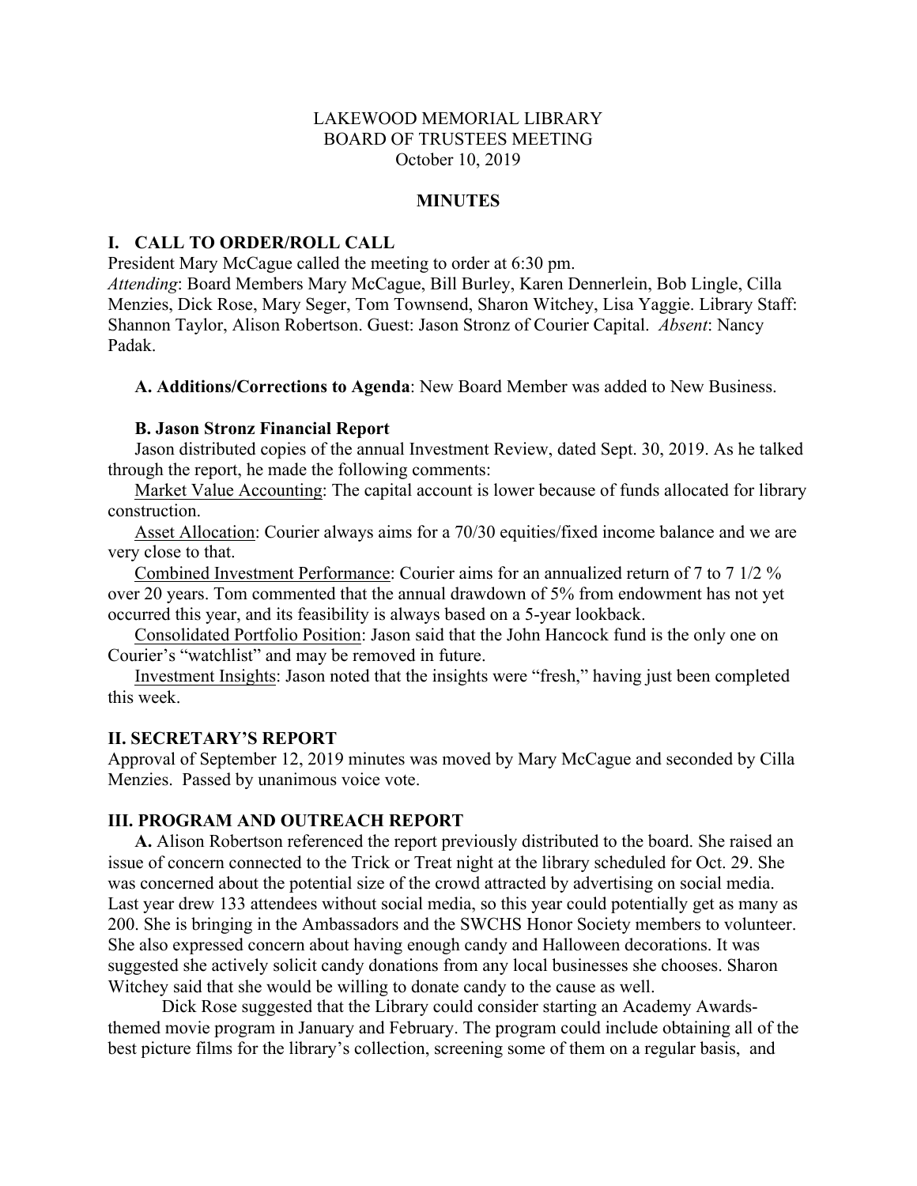LAKEWOOD MEMORIAL LIBRARY
BOARD OF TRUSTEES MEETING
October 10, 2019

**MINUTES**

## I. CALL TO ORDER/ROLL CALL

President Mary McCague called the meeting to order at 6:30 pm.
*Attending*: Board Members Mary McCague, Bill Burley, Karen Dennerlein, Bob Lingle, Cilla Menzies, Dick Rose, Mary Seger, Tom Townsend, Sharon Witchey, Lisa Yaggie. Library Staff: Shannon Taylor, Alison Robertson. Guest: Jason Stronz of Courier Capital. *Absent*: Nancy Padak.

**A. Additions/Corrections to Agenda**: New Board Member was added to New Business.

**B. Jason Stronz Financial Report**

Jason distributed copies of the annual Investment Review, dated Sept. 30, 2019. As he talked through the report, he made the following comments:

Market Value Accounting: The capital account is lower because of funds allocated for library construction.

Asset Allocation: Courier always aims for a 70/30 equities/fixed income balance and we are very close to that.

Combined Investment Performance: Courier aims for an annualized return of 7 to 7 1/2 % over 20 years. Tom commented that the annual drawdown of 5% from endowment has not yet occurred this year, and its feasibility is always based on a 5-year lookback.

Consolidated Portfolio Position: Jason said that the John Hancock fund is the only one on Courier's "watchlist" and may be removed in future.

Investment Insights: Jason noted that the insights were "fresh," having just been completed this week.

## II. SECRETARY'S REPORT

Approval of September 12, 2019 minutes was moved by Mary McCague and seconded by Cilla Menzies. Passed by unanimous voice vote.

## III. PROGRAM AND OUTREACH REPORT

**A.** Alison Robertson referenced the report previously distributed to the board. She raised an issue of concern connected to the Trick or Treat night at the library scheduled for Oct. 29. She was concerned about the potential size of the crowd attracted by advertising on social media. Last year drew 133 attendees without social media, so this year could potentially get as many as 200. She is bringing in the Ambassadors and the SWCHS Honor Society members to volunteer. She also expressed concern about having enough candy and Halloween decorations. It was suggested she actively solicit candy donations from any local businesses she chooses. Sharon Witchey said that she would be willing to donate candy to the cause as well.

Dick Rose suggested that the Library could consider starting an Academy Awards-themed movie program in January and February. The program could include obtaining all of the best picture films for the library's collection, screening some of them on a regular basis, and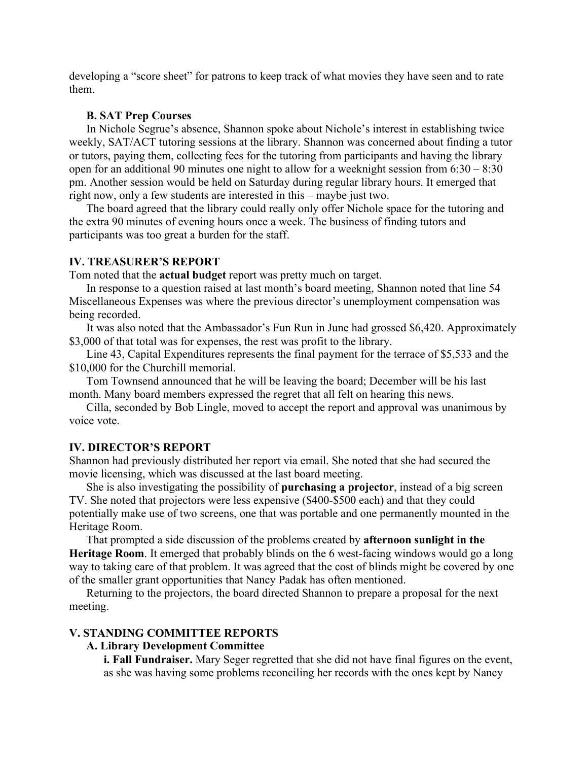developing a “score sheet” for patrons to keep track of what movies they have seen and to rate them.

### B. SAT Prep Courses

In Nichole Segrue’s absence, Shannon spoke about Nichole’s interest in establishing twice weekly, SAT/ACT tutoring sessions at the library. Shannon was concerned about finding a tutor or tutors, paying them, collecting fees for the tutoring from participants and having the library open for an additional 90 minutes one night to allow for a weeknight session from 6:30 – 8:30 pm. Another session would be held on Saturday during regular library hours. It emerged that right now, only a few students are interested in this – maybe just two.

The board agreed that the library could really only offer Nichole space for the tutoring and the extra 90 minutes of evening hours once a week. The business of finding tutors and participants was too great a burden for the staff.

## IV. TREASURER’S REPORT

Tom noted that the **actual budget** report was pretty much on target.

In response to a question raised at last month’s board meeting, Shannon noted that line 54 Miscellaneous Expenses was where the previous director’s unemployment compensation was being recorded.

It was also noted that the Ambassador’s Fun Run in June had grossed $6,420. Approximately $3,000 of that total was for expenses, the rest was profit to the library.

Line 43, Capital Expenditures represents the final payment for the terrace of $5,533 and the $10,000 for the Churchill memorial.

Tom Townsend announced that he will be leaving the board; December will be his last month. Many board members expressed the regret that all felt on hearing this news.

Cilla, seconded by Bob Lingle, moved to accept the report and approval was unanimous by voice vote.

## IV. DIRECTOR’S REPORT

Shannon had previously distributed her report via email. She noted that she had secured the movie licensing, which was discussed at the last board meeting.

She is also investigating the possibility of **purchasing a projector**, instead of a big screen TV. She noted that projectors were less expensive ($400-$500 each) and that they could potentially make use of two screens, one that was portable and one permanently mounted in the Heritage Room.

That prompted a side discussion of the problems created by **afternoon sunlight in the Heritage Room**. It emerged that probably blinds on the 6 west-facing windows would go a long way to taking care of that problem. It was agreed that the cost of blinds might be covered by one of the smaller grant opportunities that Nancy Padak has often mentioned.

Returning to the projectors, the board directed Shannon to prepare a proposal for the next meeting.

## V. STANDING COMMITTEE REPORTS

### A. Library Development Committee

**i. Fall Fundraiser.** Mary Seger regretted that she did not have final figures on the event, as she was having some problems reconciling her records with the ones kept by Nancy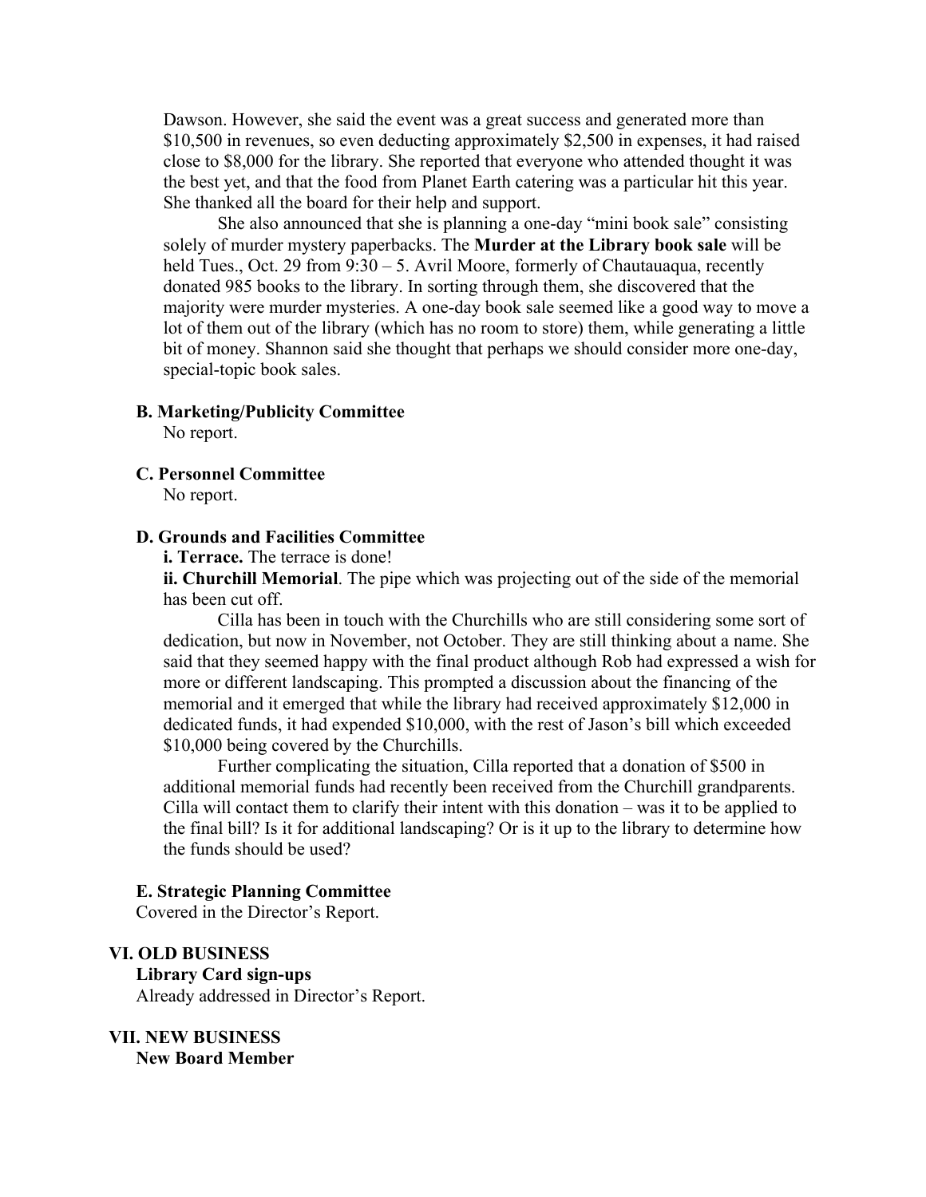Dawson. However, she said the event was a great success and generated more than $10,500 in revenues, so even deducting approximately $2,500 in expenses, it had raised close to $8,000 for the library. She reported that everyone who attended thought it was the best yet, and that the food from Planet Earth catering was a particular hit this year. She thanked all the board for their help and support.

She also announced that she is planning a one-day "mini book sale" consisting solely of murder mystery paperbacks. The **Murder at the Library book sale** will be held Tues., Oct. 29 from 9:30 – 5. Avril Moore, formerly of Chautauaqua, recently donated 985 books to the library. In sorting through them, she discovered that the majority were murder mysteries. A one-day book sale seemed like a good way to move a lot of them out of the library (which has no room to store) them, while generating a little bit of money. Shannon said she thought that perhaps we should consider more one-day, special-topic book sales.

**B. Marketing/Publicity Committee**

No report.

**C. Personnel Committee**

No report.

**D. Grounds and Facilities Committee**

**i. Terrace.** The terrace is done!

**ii. Churchill Memorial**. The pipe which was projecting out of the side of the memorial has been cut off.

Cilla has been in touch with the Churchills who are still considering some sort of dedication, but now in November, not October. They are still thinking about a name. She said that they seemed happy with the final product although Rob had expressed a wish for more or different landscaping. This prompted a discussion about the financing of the memorial and it emerged that while the library had received approximately $12,000 in dedicated funds, it had expended $10,000, with the rest of Jason's bill which exceeded $10,000 being covered by the Churchills.

Further complicating the situation, Cilla reported that a donation of $500 in additional memorial funds had recently been received from the Churchill grandparents. Cilla will contact them to clarify their intent with this donation – was it to be applied to the final bill? Is it for additional landscaping? Or is it up to the library to determine how the funds should be used?

**E. Strategic Planning Committee**

Covered in the Director's Report.

## VI. OLD BUSINESS

**Library Card sign-ups**

Already addressed in Director's Report.

## VII. NEW BUSINESS

**New Board Member**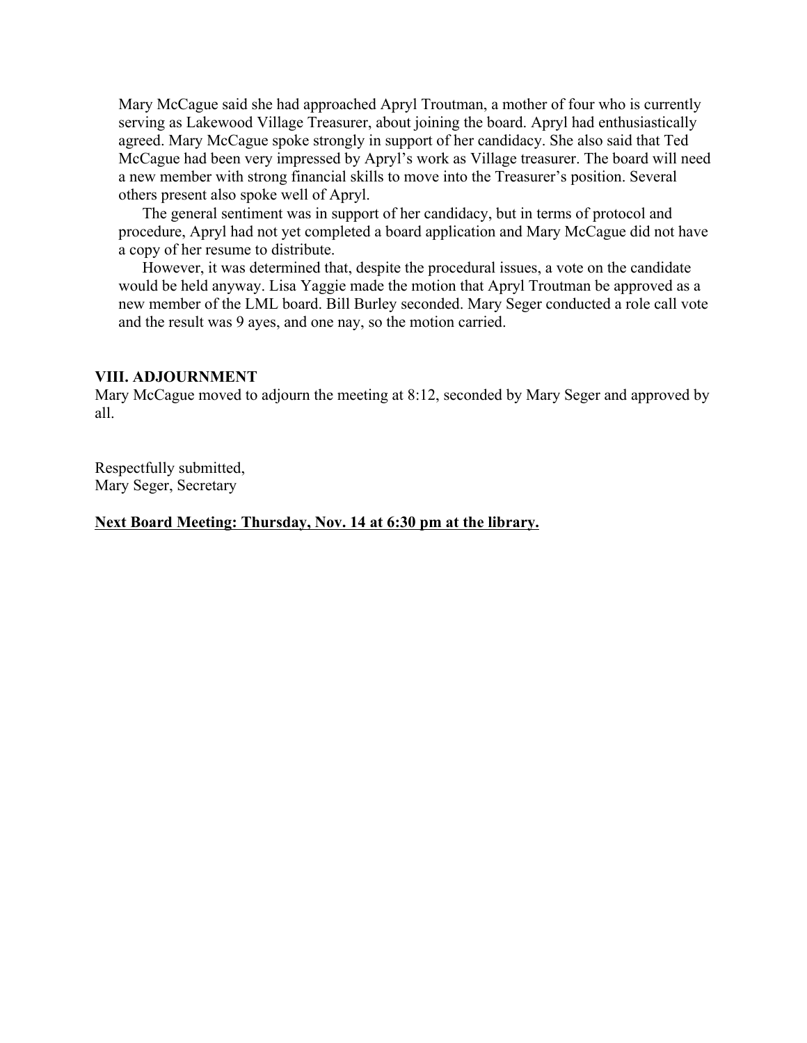Mary McCague said she had approached Apryl Troutman, a mother of four who is currently serving as Lakewood Village Treasurer, about joining the board. Apryl had enthusiastically agreed. Mary McCague spoke strongly in support of her candidacy. She also said that Ted McCague had been very impressed by Apryl's work as Village treasurer. The board will need a new member with strong financial skills to move into the Treasurer's position. Several others present also spoke well of Apryl.

The general sentiment was in support of her candidacy, but in terms of protocol and procedure, Apryl had not yet completed a board application and Mary McCague did not have a copy of her resume to distribute.

However, it was determined that, despite the procedural issues, a vote on the candidate would be held anyway. Lisa Yaggie made the motion that Apryl Troutman be approved as a new member of the LML board. Bill Burley seconded. Mary Seger conducted a role call vote and the result was 9 ayes, and one nay, so the motion carried.

### VIII. ADJOURNMENT

Mary McCague moved to adjourn the meeting at 8:12, seconded by Mary Seger and approved by all.

Respectfully submitted,
Mary Seger, Secretary

**Next Board Meeting: Thursday, Nov. 14 at 6:30 pm at the library.**